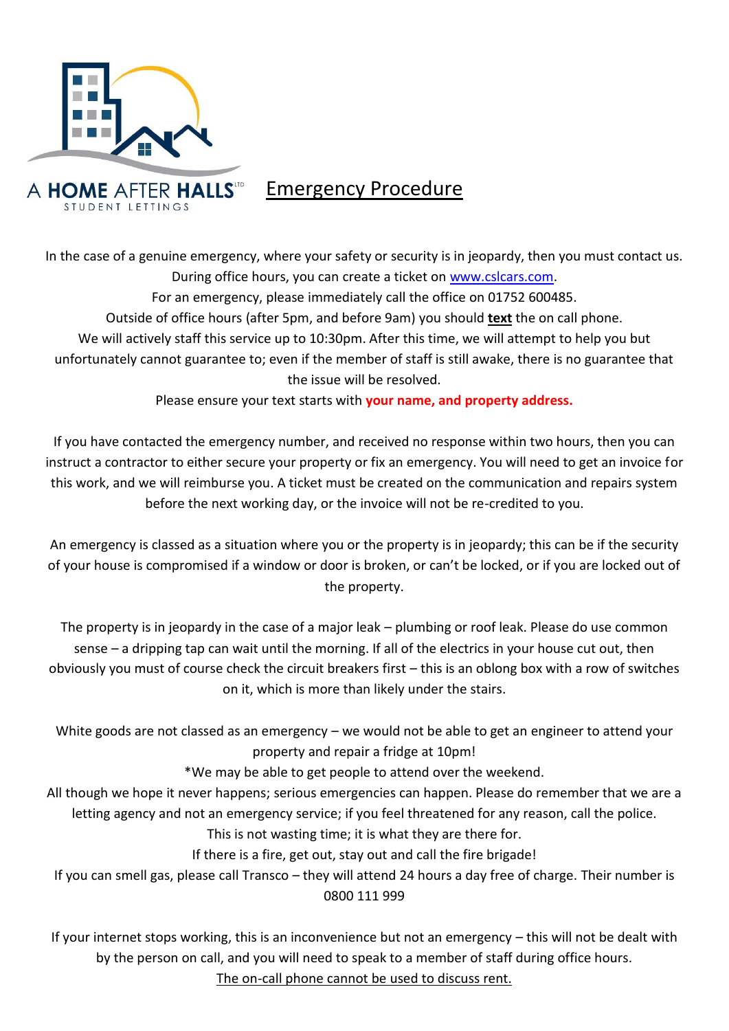A HOME AFTER HALLS LTD
STUDENT LETTINGS

# Emergency Procedure

In the case of a genuine emergency, where your safety or security is in jeopardy, then you must contact us. During office hours, you can create a ticket on [www.cslcars.com](http://www.cslcars.com).

For an emergency, please immediately call the office on 01752 600485.

Outside of office hours (after 5pm, and before 9am) you should **text** the on call phone.

We will actively staff this service up to 10:30pm. After this time, we will attempt to help you but unfortunately cannot guarantee to; even if the member of staff is still awake, there is no guarantee that the issue will be resolved.

Please ensure your text starts with **your name, and property address.**

If you have contacted the emergency number, and received no response within two hours, then you can instruct a contractor to either secure your property or fix an emergency. You will need to get an invoice for this work, and we will reimburse you. A ticket must be created on the communication and repairs system before the next working day, or the invoice will not be re-credited to you.

An emergency is classed as a situation where you or the property is in jeopardy; this can be if the security of your house is compromised if a window or door is broken, or can't be locked, or if you are locked out of the property.

The property is in jeopardy in the case of a major leak – plumbing or roof leak. Please do use common sense – a dripping tap can wait until the morning. If all of the electrics in your house cut out, then obviously you must of course check the circuit breakers first – this is an oblong box with a row of switches on it, which is more than likely under the stairs.

White goods are not classed as an emergency – we would not be able to get an engineer to attend your property and repair a fridge at 10pm!

*We may be able to get people to attend over the weekend.

All though we hope it never happens; serious emergencies can happen. Please do remember that we are a letting agency and not an emergency service; if you feel threatened for any reason, call the police.

This is not wasting time; it is what they are there for.

If there is a fire, get out, stay out and call the fire brigade!

If you can smell gas, please call Transco – they will attend 24 hours a day free of charge. Their number is 0800 111 999

If your internet stops working, this is an inconvenience but not an emergency – this will not be dealt with by the person on call, and you will need to speak to a member of staff during office hours.

<u>The on-call phone cannot be used to discuss rent.</u>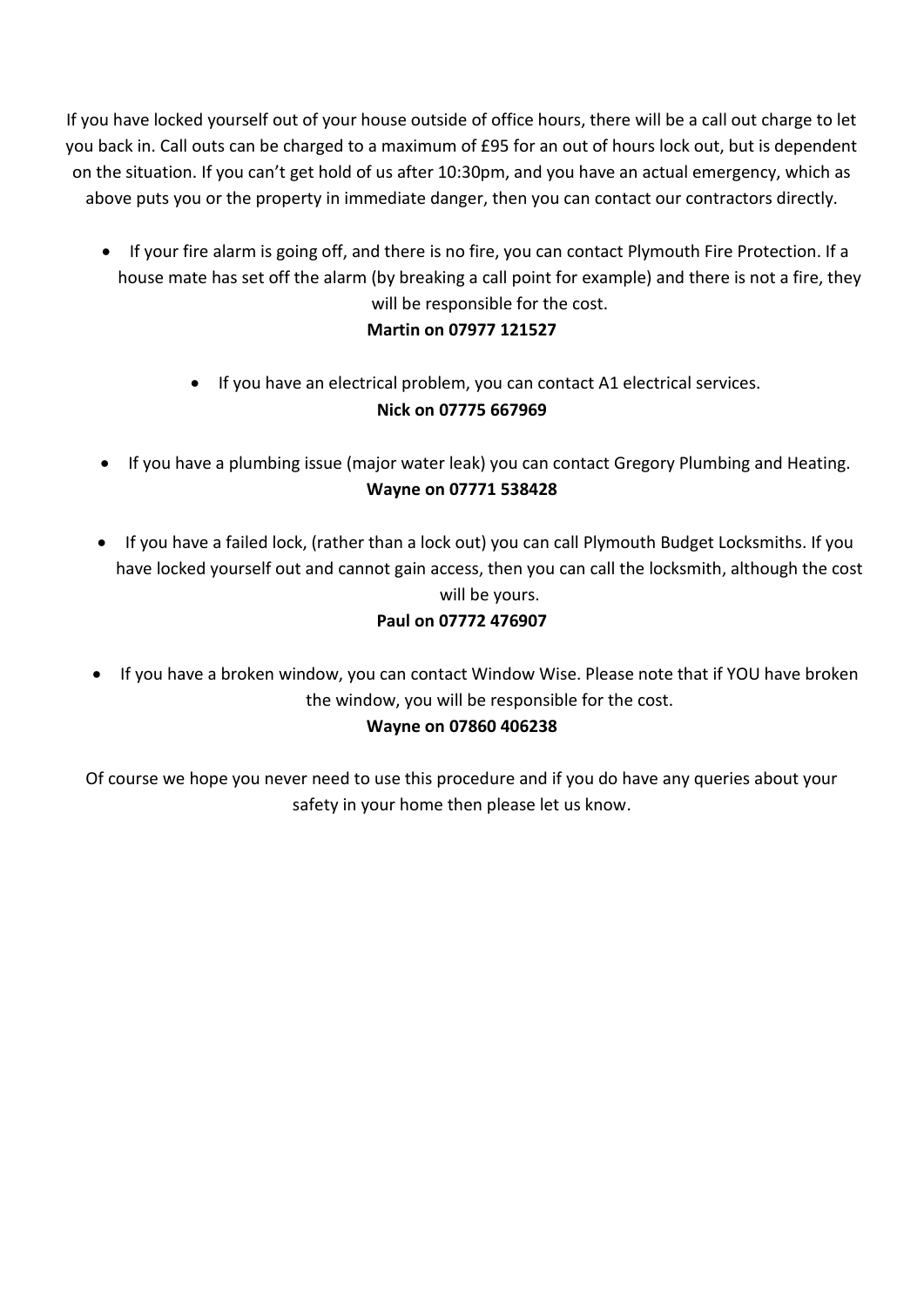If you have locked yourself out of your house outside of office hours, there will be a call out charge to let you back in. Call outs can be charged to a maximum of £95 for an out of hours lock out, but is dependent on the situation. If you can't get hold of us after 10:30pm, and you have an actual emergency, which as above puts you or the property in immediate danger, then you can contact our contractors directly.

- If your fire alarm is going off, and there is no fire, you can contact Plymouth Fire Protection. If a house mate has set off the alarm (by breaking a call point for example) and there is not a fire, they will be responsible for the cost.
  **Martin on 07977 121527**

- If you have an electrical problem, you can contact A1 electrical services.
  **Nick on 07775 667969**

- If you have a plumbing issue (major water leak) you can contact Gregory Plumbing and Heating.
  **Wayne on 07771 538428**

- If you have a failed lock, (rather than a lock out) you can call Plymouth Budget Locksmiths. If you have locked yourself out and cannot gain access, then you can call the locksmith, although the cost will be yours.
  **Paul on 07772 476907**

- If you have a broken window, you can contact Window Wise. Please note that if YOU have broken the window, you will be responsible for the cost.
  **Wayne on 07860 406238**

Of course we hope you never need to use this procedure and if you do have any queries about your safety in your home then please let us know.